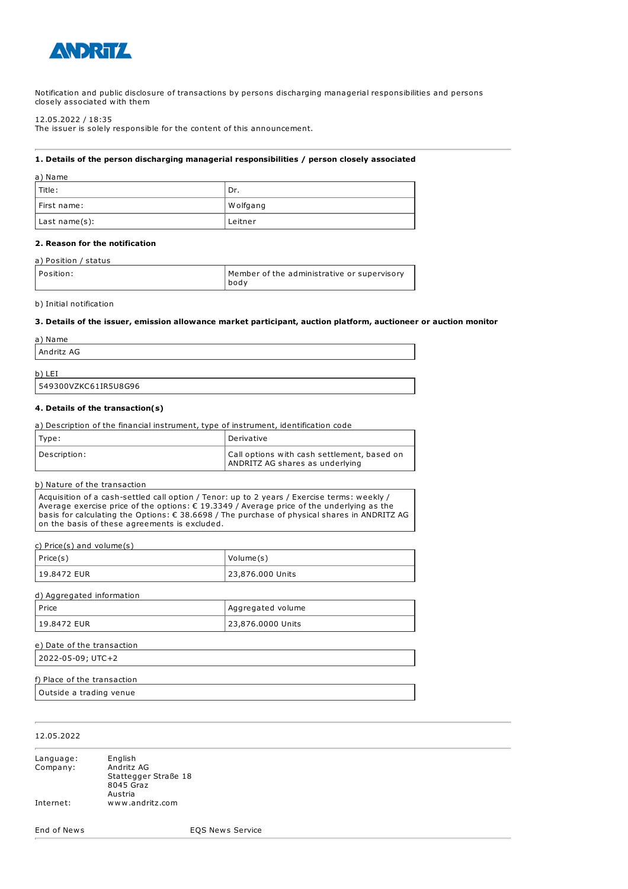ANDRITZ

Notification and public disclosure of transactions by persons discharging managerial responsibilities and persons closely associated with them

12.05.2022 / 18:35
The issuer is solely responsible for the content of this announcement.

---

**1. Details of the person discharging managerial responsibilities / person closely associated**

a) Name

| | |
|---|---|
| Title: | Dr. |
| First name: | Wolfgang |
| Last name(s): | Leitner |

**2. Reason for the notification**

a) Position / status

| | |
|---|---|
| Position: | Member of the administrative or supervisory body |

b) Initial notification

**3. Details of the issuer, emission allowance market participant, auction platform, auctioneer or auction monitor**

a) Name

| |
|---|
| Andritz AG |

b) LEI

| |
|---|
| 549300VZKC61IR5U8G96 |

**4. Details of the transaction(s)**

a) Description of the financial instrument, type of instrument, identification code

| | |
|---|---|
| Type: | Derivative |
| Description: | Call options with cash settlement, based on ANDRITZ AG shares as underlying |

b) Nature of the transaction

| |
|---|
| Acquisition of a cash-settled call option / Tenor: up to 2 years / Exercise terms: weekly / Average exercise price of the options: € 19.3349 / Average price of the underlying as the basis for calculating the Options: € 38.6698 / The purchase of physical shares in ANDRITZ AG on the basis of these agreements is excluded. |

c) Price(s) and volume(s)

| Price(s) | Volume(s) |
|---|---|
| 19.8472 EUR | 23,876.000 Units |

d) Aggregated information

| Price | Aggregated volume |
|---|---|
| 19.8472 EUR | 23,876.0000 Units |

e) Date of the transaction

| |
|---|
| 2022-05-09; UTC+2 |

f) Place of the transaction

| |
|---|
| Outside a trading venue |

---

12.05.2022

---

| | |
|---|---|
| Language: | English |
| Company: | Andritz AG<br>Stattegger Straße 18<br>8045 Graz<br>Austria |
| Internet: | www.andritz.com |

End of News EQS News Service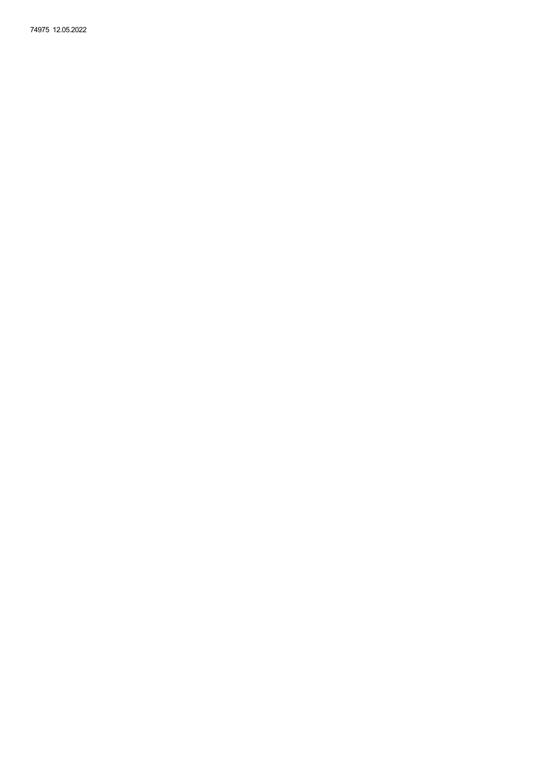74975 12.05.2022